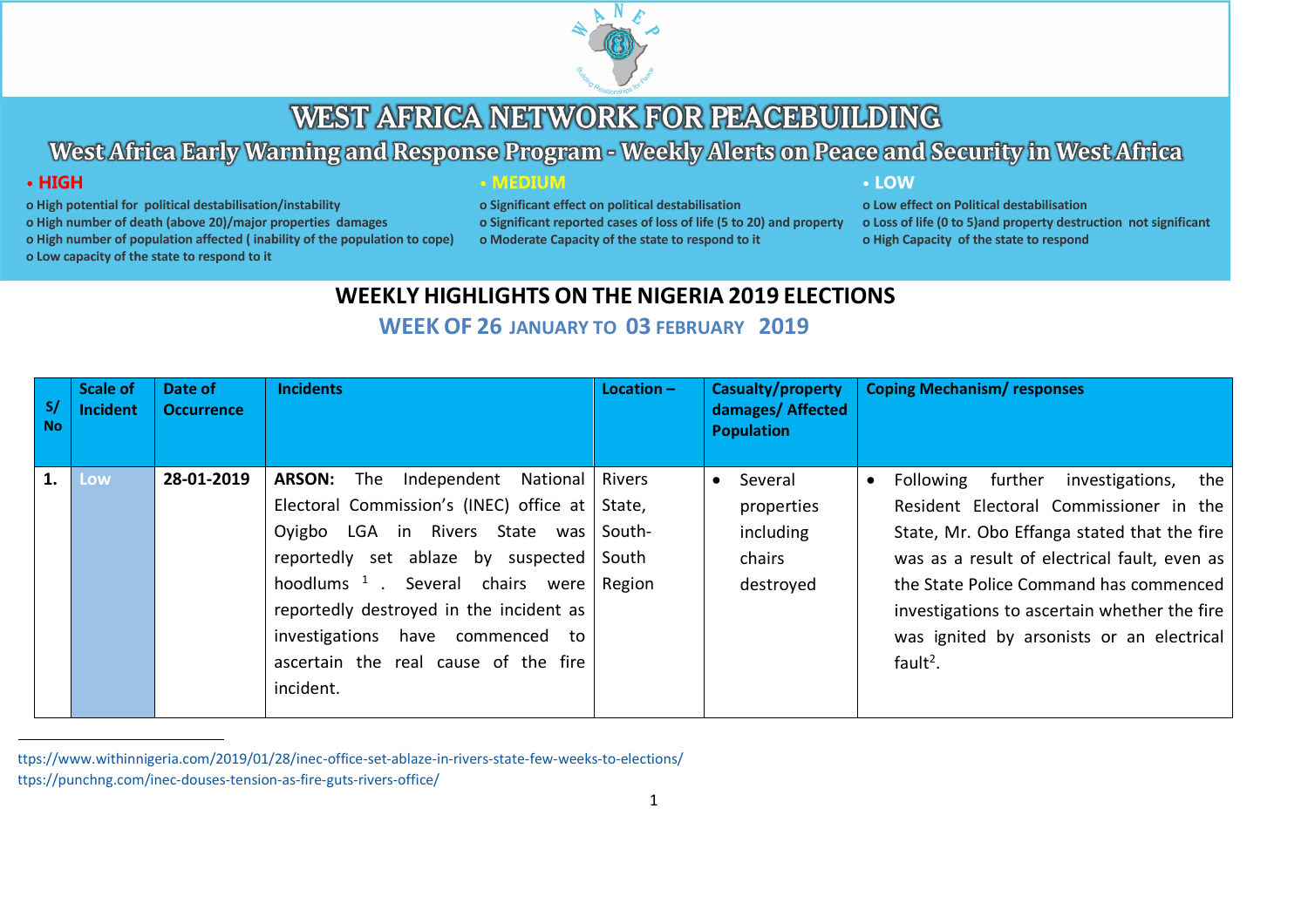# WEST AFRICA NETWORK FOR PEACEBUILDING

## West Africa Early Warning and Response Program - Weekly Alerts on Peace and Security in West Africa

**• HIGH**
- o High potential for political destabilisation/instability
- o High number of death (above 20)/major properties damages
- o High number of population affected ( inability of the population to cope)
- o Low capacity of the state to respond to it

**• MEDIUM**
- o Significant effect on political destabilisation
- o Significant reported cases of loss of life (5 to 20) and property
- o Moderate Capacity of the state to respond to it

**• LOW**
- o Low effect on Political destabilisation
- o Loss of life (0 to 5)and property destruction not significant
- o High Capacity of the state to respond

## WEEKLY HIGHLIGHTS ON THE NIGERIA 2019 ELECTIONS

### WEEK OF 26 JANUARY TO 03 FEBRUARY 2019

| S/ No | Scale of Incident | Date of Occurrence | Incidents | Location – | Casualty/property damages/ Affected Population | Coping Mechanism/ responses |
|---|---|---|---|---|---|---|
| **1.** | Low | **28-01-2019** | **ARSON:** The Independent National Electoral Commission's (INEC) office at Oyigbo LGA in Rivers State was reportedly set ablaze by suspected hoodlums [1]. Several chairs were reportedly destroyed in the incident as investigations have commenced to ascertain the real cause of the fire incident. | Rivers State, South-South Region | • Several properties including chairs destroyed | • Following further investigations, the Resident Electoral Commissioner in the State, Mr. Obo Effanga stated that the fire was as a result of electrical fault, even as the State Police Command has commenced investigations to ascertain whether the fire was ignited by arsonists or an electrical fault[2]. |

ttps://www.withinnigeria.com/2019/01/28/inec-office-set-ablaze-in-rivers-state-few-weeks-to-elections/

ttps://punchng.com/inec-douses-tension-as-fire-guts-rivers-office/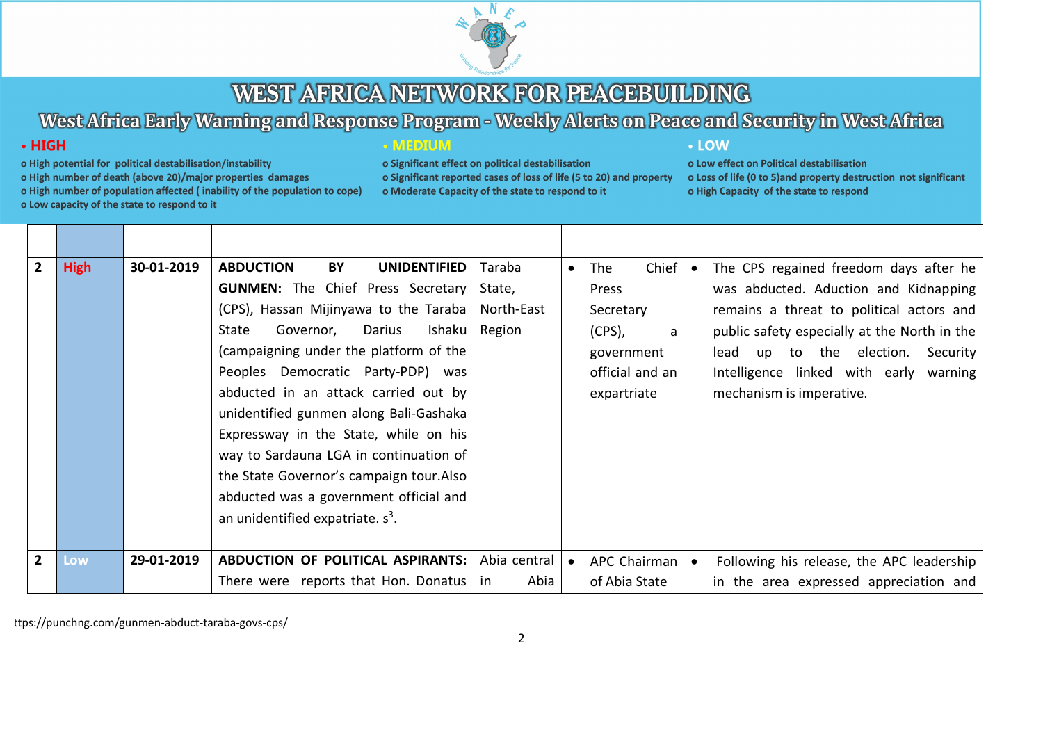# WEST AFRICA NETWORK FOR PEACEBUILDING

## West Africa Early Warning and Response Program - Weekly Alerts on Peace and Security in West Africa

**• HIGH**
- High potential for political destabilisation/instability
- High number of death (above 20)/major properties damages
- High number of population affected ( inability of the population to cope)
- Low capacity of the state to respond to it

**• MEDIUM**
- Significant effect on political destabilisation
- Significant reported cases of loss of life (5 to 20) and property
- Moderate Capacity of the state to respond to it

**• LOW**
- Low effect on Political destabilisation
- Loss of life (0 to 5)and property destruction not significant
- High Capacity of the state to respond

| | | | | | | |
|---|---|---|---|---|---|---|
| 2 | High | 30-01-2019 | **ABDUCTION BY UNIDENTIFIED GUNMEN:** The Chief Press Secretary (CPS), Hassan Mijinyawa to the Taraba State Governor, Darius Ishaku (campaigning under the platform of the Peoples Democratic Party-PDP) was abducted in an attack carried out by unidentified gunmen along Bali-Gashaka Expressway in the State, while on his way to Sardauna LGA in continuation of the State Governor's campaign tour.Also abducted was a government official and an unidentified expatriate. s[3]. | Taraba State, North-East Region | • The Chief Press Secretary (CPS), a government official and an expartriate | • The CPS regained freedom days after he was abducted. Aduction and Kidnapping remains a threat to political actors and public safety especially at the North in the lead up to the election. Security Intelligence linked with early warning mechanism is imperative. |
| 2 | Low | 29-01-2019 | **ABDUCTION OF POLITICAL ASPIRANTS:** There were reports that Hon. Donatus | Abia central in Abia | • APC Chairman of Abia State | • Following his release, the APC leadership in the area expressed appreciation and |

ttps://punchng.com/gunmen-abduct-taraba-govs-cps/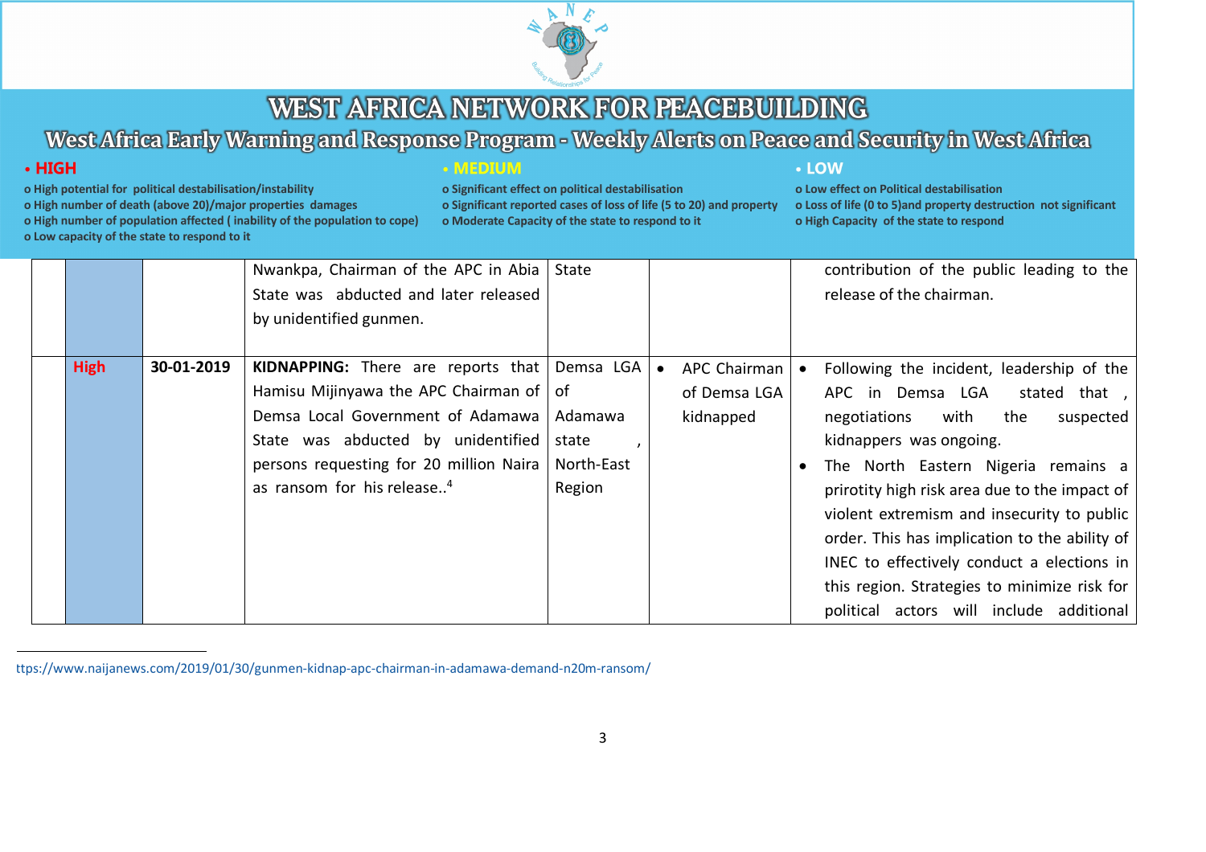# WEST AFRICA NETWORK FOR PEACEBUILDING

## West Africa Early Warning and Response Program - Weekly Alerts on Peace and Security in West Africa

- **HIGH**
  - o High potential for political destabilisation/instability
  - o High number of death (above 20)/major properties damages
  - o High number of population affected ( inability of the population to cope)
  - o Low capacity of the state to respond to it
- **MEDIUM**
  - o Significant effect on political destabilisation
  - o Significant reported cases of loss of life (5 to 20) and property
  - o Moderate Capacity of the state to respond to it
- **LOW**
  - o Low effect on Political destabilisation
  - o Loss of life (0 to 5)and property destruction not significant
  - o High Capacity of the state to respond

| | | | | | | |
|---|---|---|---|---|---|---|
| | | | Nwankpa, Chairman of the APC in Abia State was abducted and later released by unidentified gunmen. | State | | contribution of the public leading to the release of the chairman. |
| | **High** | **30-01-2019** | **KIDNAPPING:** There are reports that Hamisu Mijinyawa the APC Chairman of Demsa Local Government of Adamawa State was abducted by unidentified persons requesting for 20 million Naira as ransom for his release..[4] | Demsa LGA of Adamawa state , North-East Region | • APC Chairman of Demsa LGA kidnapped | • Following the incident, leadership of the APC in Demsa LGA stated that , negotiations with the suspected kidnappers was ongoing.<br>• The North Eastern Nigeria remains a prirotity high risk area due to the impact of violent extremism and insecurity to public order. This has implication to the ability of INEC to effectively conduct a elections in this region. Strategies to minimize risk for political actors will include additional |

ttps://www.naijanews.com/2019/01/30/gunmen-kidnap-apc-chairman-in-adamawa-demand-n20m-ransom/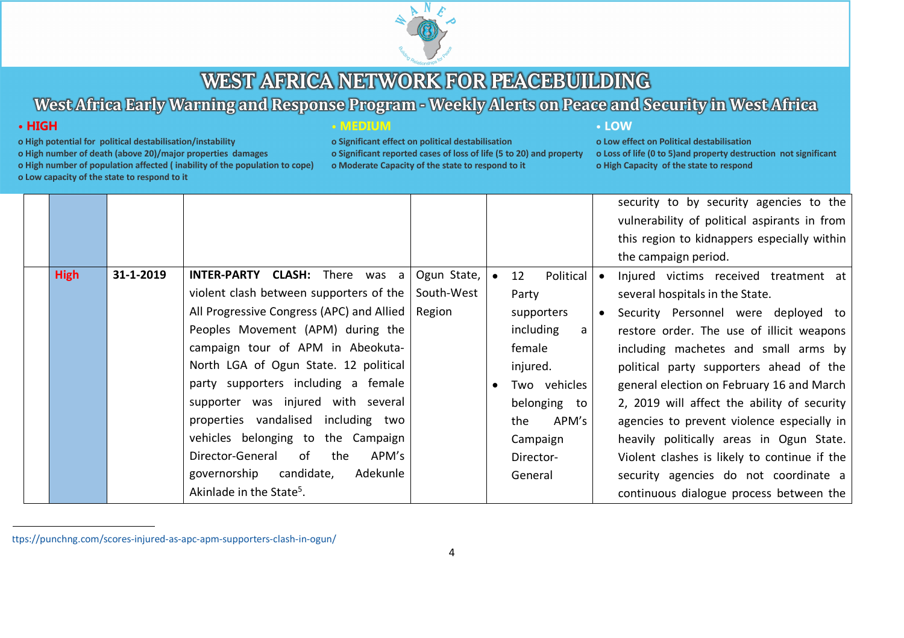# WEST AFRICA NETWORK FOR PEACEBUILDING

## West Africa Early Warning and Response Program - Weekly Alerts on Peace and Security in West Africa

- **HIGH**
  - High potential for political destabilisation/instability
  - High number of death (above 20)/major properties damages
  - High number of population affected ( inability of the population to cope)
  - Low capacity of the state to respond to it
- **MEDIUM**
  - Significant effect on political destabilisation
  - Significant reported cases of loss of life (5 to 20) and property
  - Moderate Capacity of the state to respond to it
- **LOW**
  - Low effect on Political destabilisation
  - Loss of life (0 to 5)and property destruction not significant
  - High Capacity of the state to respond

| | | | | | | |
|---|---|---|---|---|---|---|
| | | | | | | security to by security agencies to the vulnerability of political aspirants in from this region to kidnappers especially within the campaign period. |
| | **High** | **31-1-2019** | **INTER-PARTY CLASH:** There was a violent clash between supporters of the All Progressive Congress (APC) and Allied Peoples Movement (APM) during the campaign tour of APM in Abeokuta-North LGA of Ogun State. 12 political party supporters including a female supporter was injured with several properties vandalised including two vehicles belonging to the Campaign Director-General of the APM's governorship candidate, Adekunle Akinlade in the State[5]. | Ogun State, South-West Region | • 12 Political Party supporters including a female injured.<br>• Two vehicles belonging to the APM's Campaign Director-General | • Injured victims received treatment at several hospitals in the State.<br>• Security Personnel were deployed to restore order. The use of illicit weapons including machetes and small arms by political party supporters ahead of the general election on February 16 and March 2, 2019 will affect the ability of security agencies to prevent violence especially in heavily politically areas in Ogun State. Violent clashes is likely to continue if the security agencies do not coordinate a continuous dialogue process between the |

ttps://punchng.com/scores-injured-as-apc-apm-supporters-clash-in-ogun/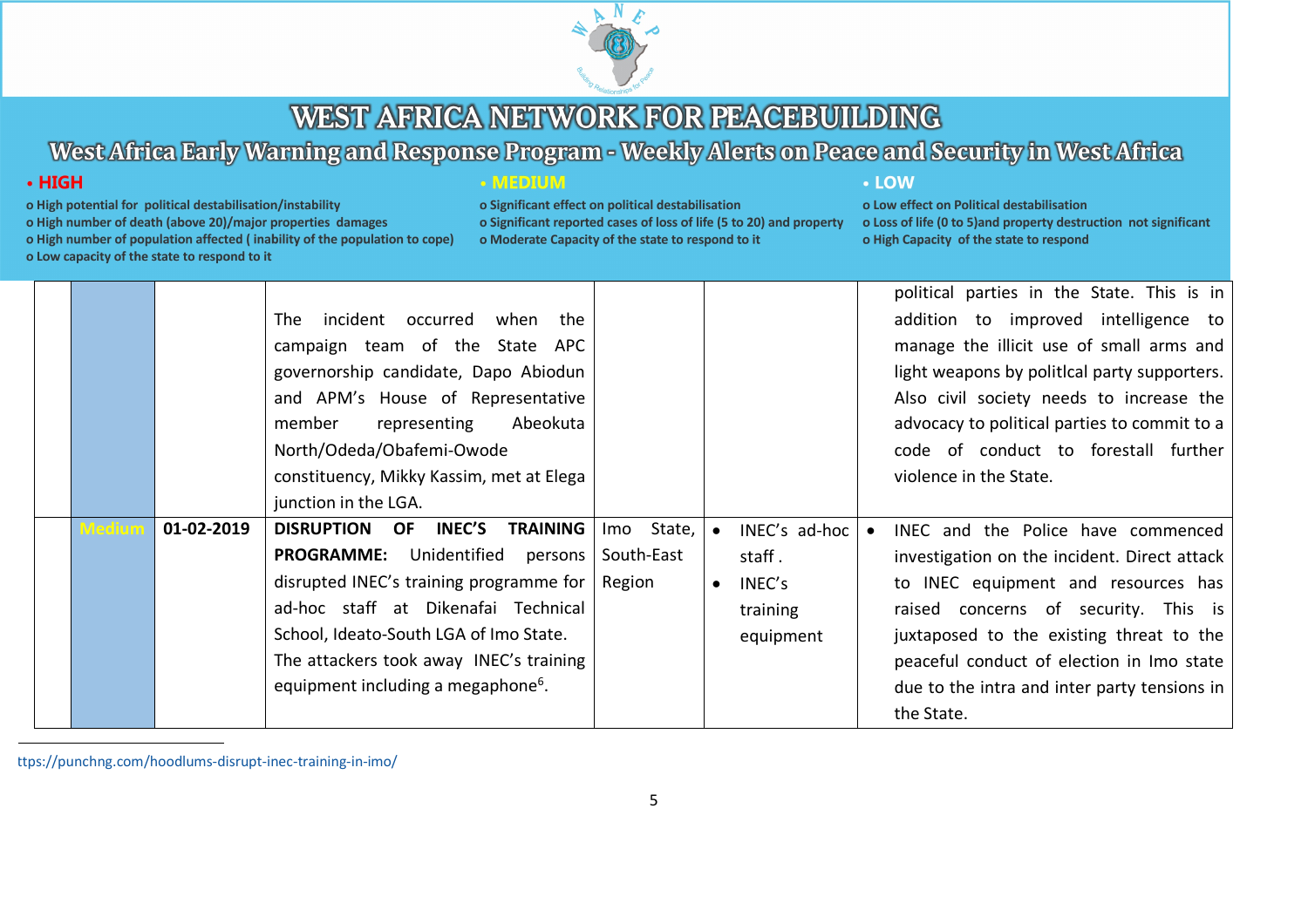# WEST AFRICA NETWORK FOR PEACEBUILDING

## West Africa Early Warning and Response Program - Weekly Alerts on Peace and Security in West Africa

- **HIGH**
  - o High potential for political destabilisation/instability
  - o High number of death (above 20)/major properties damages
  - o High number of population affected ( inability of the population to cope)
  - o Low capacity of the state to respond to it
- **MEDIUM**
  - o Significant effect on political destabilisation
  - o Significant reported cases of loss of life (5 to 20) and property
  - o Moderate Capacity of the state to respond to it
- **LOW**
  - o Low effect on Political destabilisation
  - o Loss of life (0 to 5)and property destruction not significant
  - o High Capacity of the state to respond

| | | | | | | |
|---|---|---|---|---|---|---|
| | | | The incident occurred when the campaign team of the State APC governorship candidate, Dapo Abiodun and APM's House of Representative member representing Abeokuta North/Odeda/Obafemi-Owode constituency, Mikky Kassim, met at Elega junction in the LGA. | | | political parties in the State. This is in addition to improved intelligence to manage the illicit use of small arms and light weapons by politlcal party supporters. Also civil society needs to increase the advocacy to political parties to commit to a code of conduct to forestall further violence in the State. |
| | Medium | 01-02-2019 | **DISRUPTION OF INEC'S TRAINING PROGRAMME:** Unidentified persons disrupted INEC's training programme for ad-hoc staff at Dikenafai Technical School, Ideato-South LGA of Imo State. The attackers took away INEC's training equipment including a megaphone[6]. | Imo State, South-East Region | • INEC's ad-hoc staff .<br>• INEC's training equipment | • INEC and the Police have commenced investigation on the incident. Direct attack to INEC equipment and resources has raised concerns of security. This is juxtaposed to the existing threat to the peaceful conduct of election in Imo state due to the intra and inter party tensions in the State. |

ttps://punchng.com/hoodlums-disrupt-inec-training-in-imo/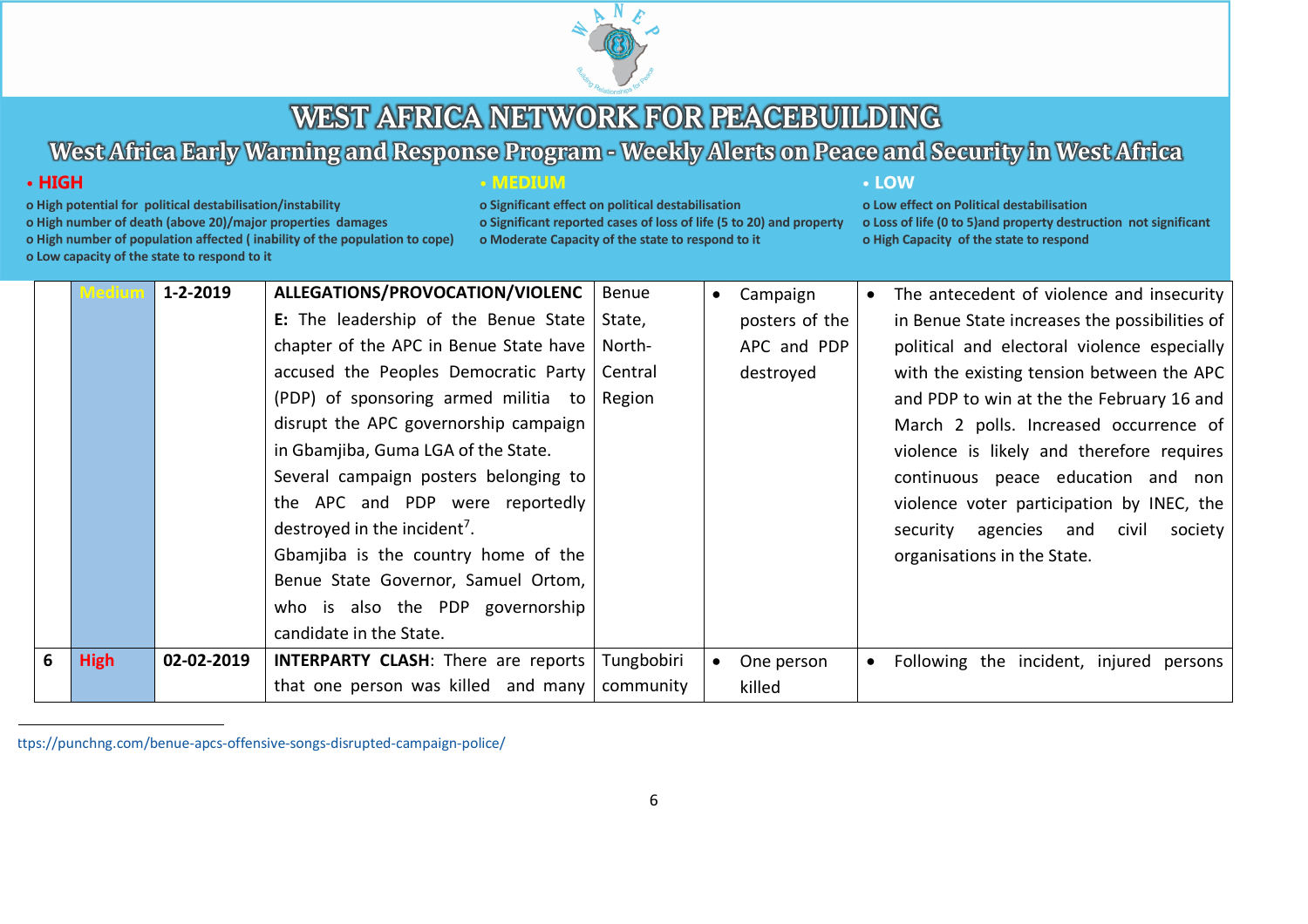# WEST AFRICA NETWORK FOR PEACEBUILDING

## West Africa Early Warning and Response Program - Weekly Alerts on Peace and Security in West Africa

**• HIGH**
- o High potential for political destabilisation/instability
- o High number of death (above 20)/major properties damages
- o High number of population affected ( inability of the population to cope)
- o Low capacity of the state to respond to it

**• MEDIUM**
- o Significant effect on political destabilisation
- o Significant reported cases of loss of life (5 to 20) and property
- o Moderate Capacity of the state to respond to it

**• LOW**
- o Low effect on Political destabilisation
- o Loss of life (0 to 5)and property destruction not significant
- o High Capacity of the state to respond

| | | | | | | |
|---|---|---|---|---|---|---|
| | Medium | 1-2-2019 | **ALLEGATIONS/PROVOCATION/VIOLENCE:** The leadership of the Benue State chapter of the APC in Benue State have accused the Peoples Democratic Party (PDP) of sponsoring armed militia to disrupt the APC governorship campaign in Gbamjiba, Guma LGA of the State. Several campaign posters belonging to the APC and PDP were reportedly destroyed in the incident[7]. Gbamjiba is the country home of the Benue State Governor, Samuel Ortom, who is also the PDP governorship candidate in the State. | Benue State, North-Central Region | • Campaign posters of the APC and PDP destroyed | • The antecedent of violence and insecurity in Benue State increases the possibilities of political and electoral violence especially with the existing tension between the APC and PDP to win at the the February 16 and March 2 polls. Increased occurrence of violence is likely and therefore requires continuous peace education and non violence voter participation by INEC, the security agencies and civil society organisations in the State. |
| 6 | **High** | 02-02-2019 | **INTERPARTY CLASH**: There are reports that one person was killed and many | Tungbobiri community | • One person killed | • Following the incident, injured persons |

ttps://punchng.com/benue-apcs-offensive-songs-disrupted-campaign-police/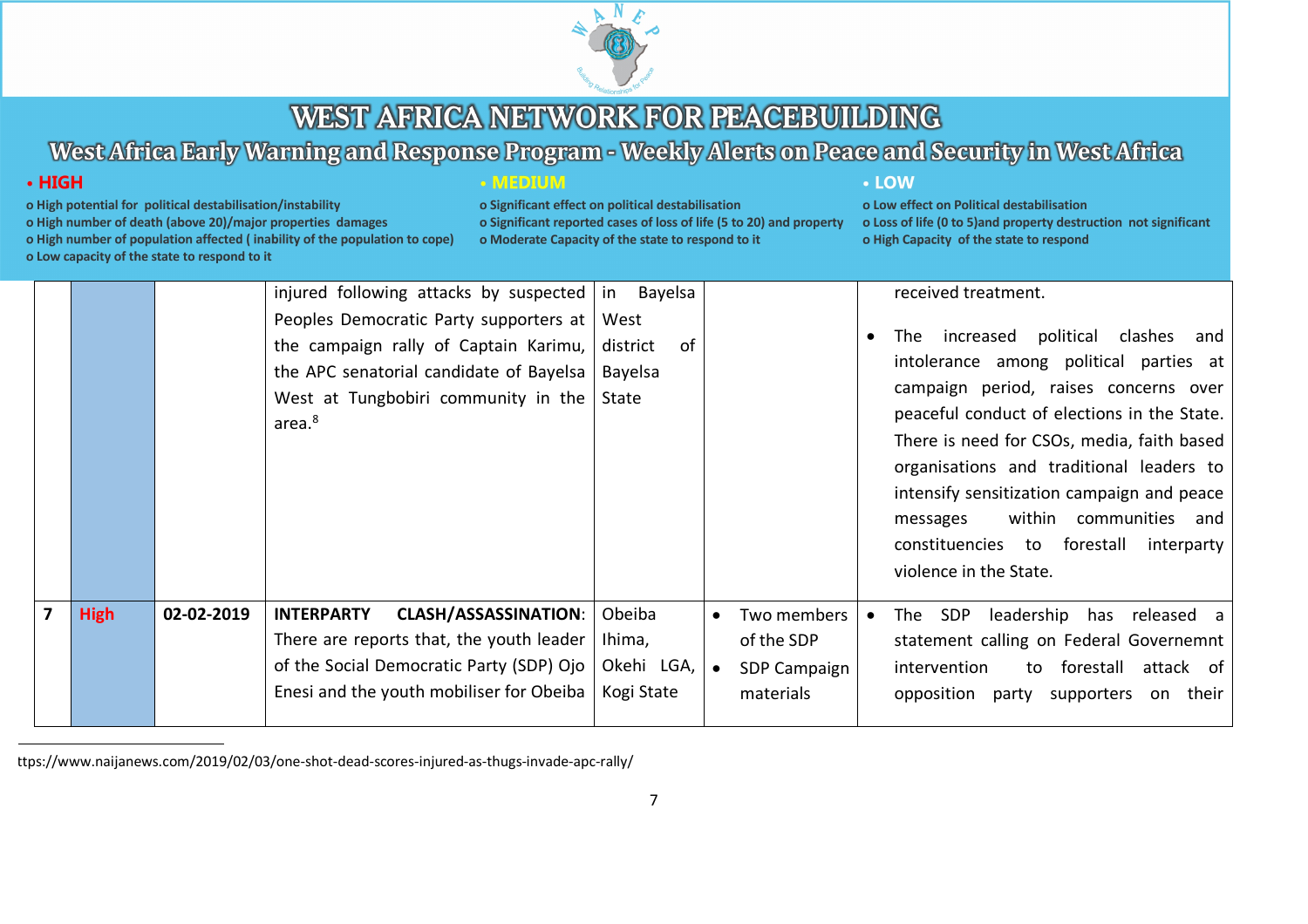# WEST AFRICA NETWORK FOR PEACEBUILDING

## West Africa Early Warning and Response Program - Weekly Alerts on Peace and Security in West Africa

**• HIGH**
- o High potential for political destabilisation/instability
- o High number of death (above 20)/major properties damages
- o High number of population affected ( inability of the population to cope)
- o Low capacity of the state to respond to it

**• MEDIUM**
- o Significant effect on political destabilisation
- o Significant reported cases of loss of life (5 to 20) and property
- o Moderate Capacity of the state to respond to it

**• LOW**
- o Low effect on Political destabilisation
- o Loss of life (0 to 5)and property destruction not significant
- o High Capacity of the state to respond

| | | | | | | |
|---|---|---|---|---|---|---|
| | | | injured following attacks by suspected Peoples Democratic Party supporters at the campaign rally of Captain Karimu, the APC senatorial candidate of Bayelsa West at Tungbobiri community in the area.[8] | in Bayelsa West district of Bayelsa State | | received treatment.<br>• The increased political clashes and intolerance among political parties at campaign period, raises concerns over peaceful conduct of elections in the State. There is need for CSOs, media, faith based organisations and traditional leaders to intensify sensitization campaign and peace messages within communities and constituencies to forestall interparty violence in the State. |
| 7 | High | 02-02-2019 | **INTERPARTY CLASH/ASSASSINATION**: There are reports that, the youth leader of the Social Democratic Party (SDP) Ojo Enesi and the youth mobiliser for Obeiba | Obeiba Ihima, Okehi LGA, Kogi State | • Two members of the SDP<br>• SDP Campaign materials | • The SDP leadership has released a statement calling on Federal Governemnt intervention to forestall attack of opposition party supporters on their |

ttps://www.naijanews.com/2019/02/03/one-shot-dead-scores-injured-as-thugs-invade-apc-rally/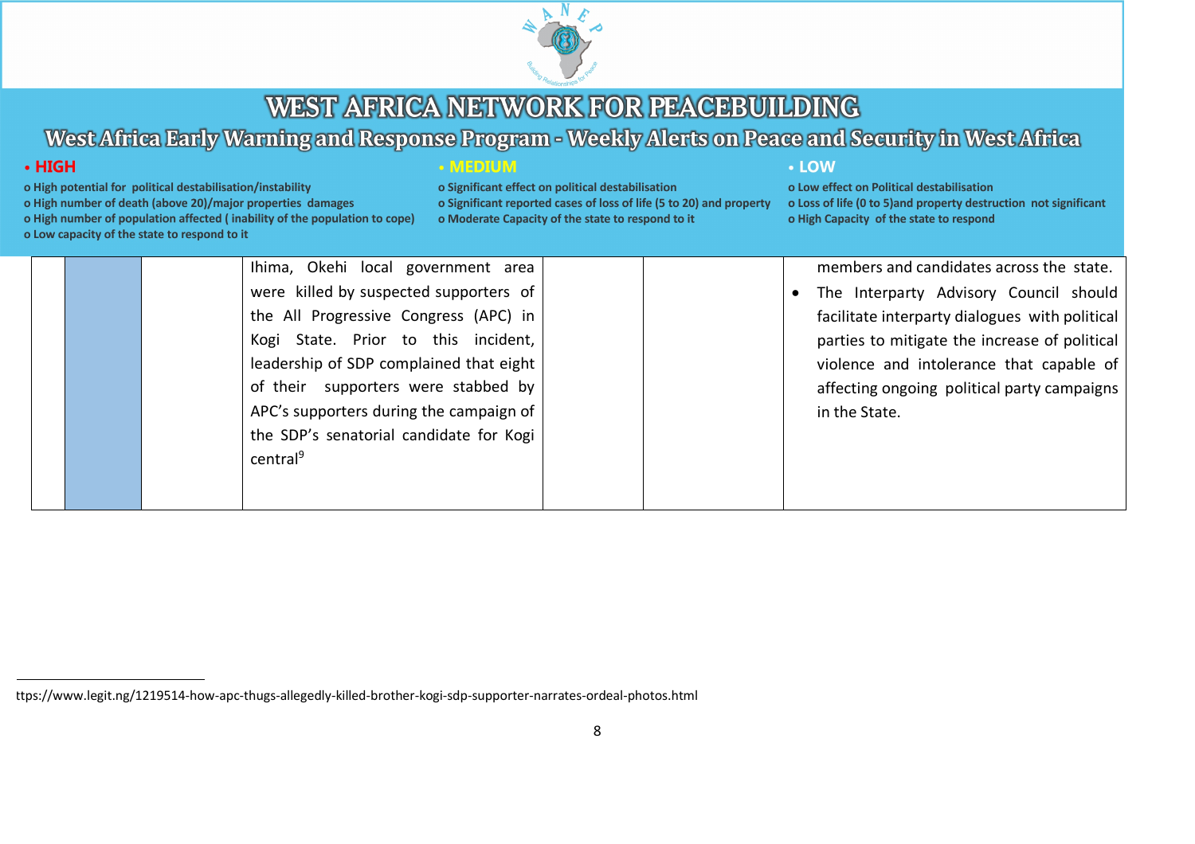# WEST AFRICA NETWORK FOR PEACEBUILDING

## West Africa Early Warning and Response Program - Weekly Alerts on Peace and Security in West Africa

**• HIGH**
- High potential for political destabilisation/instability
- High number of death (above 20)/major properties damages
- High number of population affected ( inability of the population to cope)
- Low capacity of the state to respond to it

**• MEDIUM**
- Significant effect on political destabilisation
- Significant reported cases of loss of life (5 to 20) and property
- Moderate Capacity of the state to respond to it

**• LOW**
- Low effect on Political destabilisation
- Loss of life (0 to 5)and property destruction not significant
- High Capacity of the state to respond

| | | | | | | |
|---|---|---|---|---|---|---|
| | | | Ihima, Okehi local government area were killed by suspected supporters of the All Progressive Congress (APC) in Kogi State. Prior to this incident, leadership of SDP complained that eight of their supporters were stabbed by APC's supporters during the campaign of the SDP's senatorial candidate for Kogi central[9] | | | members and candidates across the state. <br>• The Interparty Advisory Council should facilitate interparty dialogues with political parties to mitigate the increase of political violence and intolerance that capable of affecting ongoing political party campaigns in the State. |

ttps://www.legit.ng/1219514-how-apc-thugs-allegedly-killed-brother-kogi-sdp-supporter-narrates-ordeal-photos.html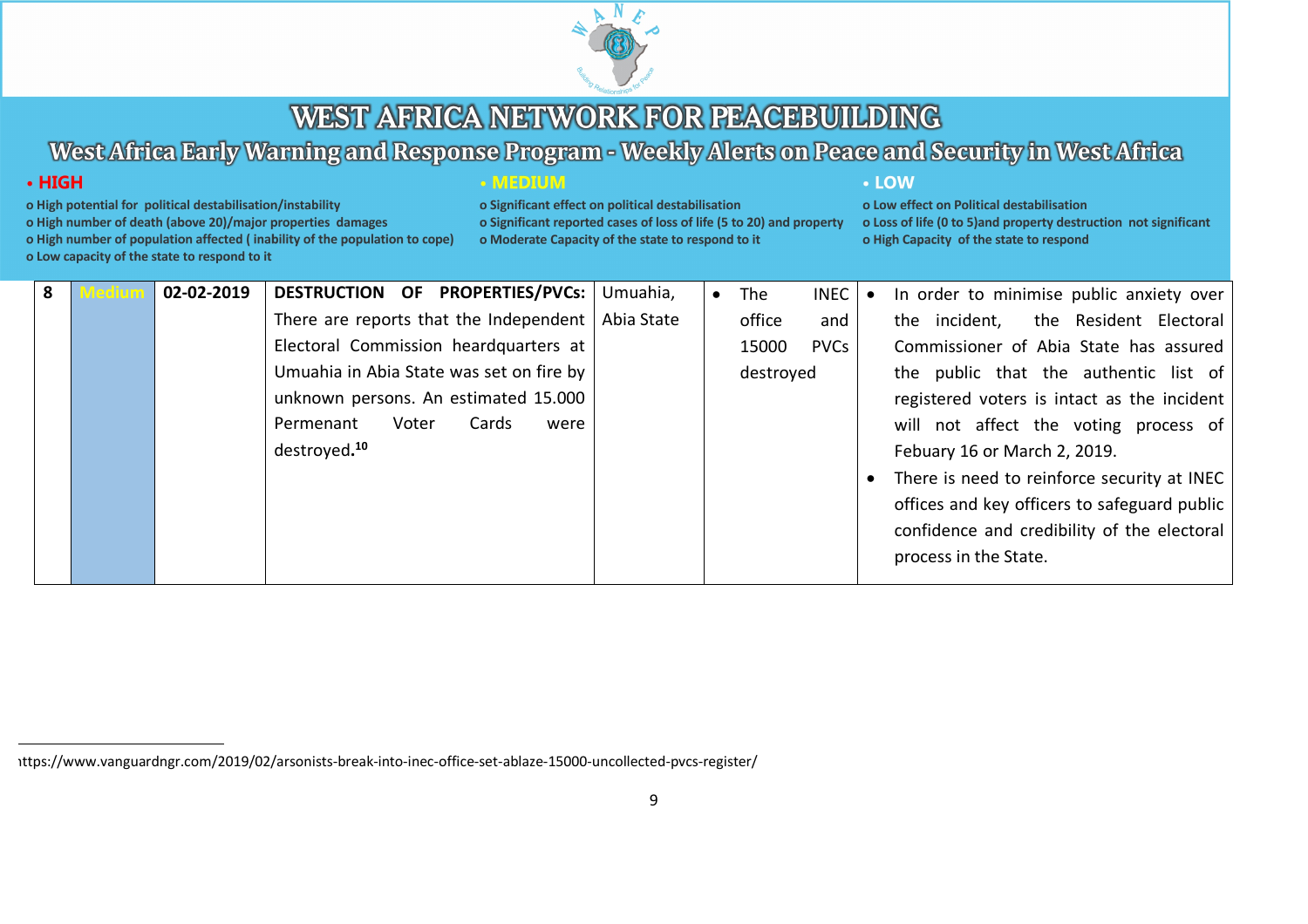# WEST AFRICA NETWORK FOR PEACEBUILDING

## West Africa Early Warning and Response Program - Weekly Alerts on Peace and Security in West Africa

**• HIGH**

- o High potential for political destabilisation/instability
- o High number of death (above 20)/major properties damages
- o High number of population affected ( inability of the population to cope)
- o Low capacity of the state to respond to it

**• MEDIUM**

- o Significant effect on political destabilisation
- o Significant reported cases of loss of life (5 to 20) and property
- o Moderate Capacity of the state to respond to it

**• LOW**

- o Low effect on Political destabilisation
- o Loss of life (0 to 5)and property destruction not significant
- o High Capacity of the state to respond

| | | | | | | |
|---|---|---|---|---|---|---|
| **8** | Medium | **02-02-2019** | **DESTRUCTION OF PROPERTIES/PVCs:** There are reports that the Independent Electoral Commission heardquarters at Umuahia in Abia State was set on fire by unknown persons. An estimated 15.000 Permenant Voter Cards were destroyed.[10] | Umuahia, Abia State | • The INEC office and 15000 PVCs destroyed | • In order to minimise public anxiety over the incident, the Resident Electoral Commissioner of Abia State has assured the public that the authentic list of registered voters is intact as the incident will not affect the voting process of Febuary 16 or March 2, 2019. <br> • There is need to reinforce security at INEC offices and key officers to safeguard public confidence and credibility of the electoral process in the State. |

ıttps://www.vanguardngr.com/2019/02/arsonists-break-into-inec-office-set-ablaze-15000-uncollected-pvcs-register/